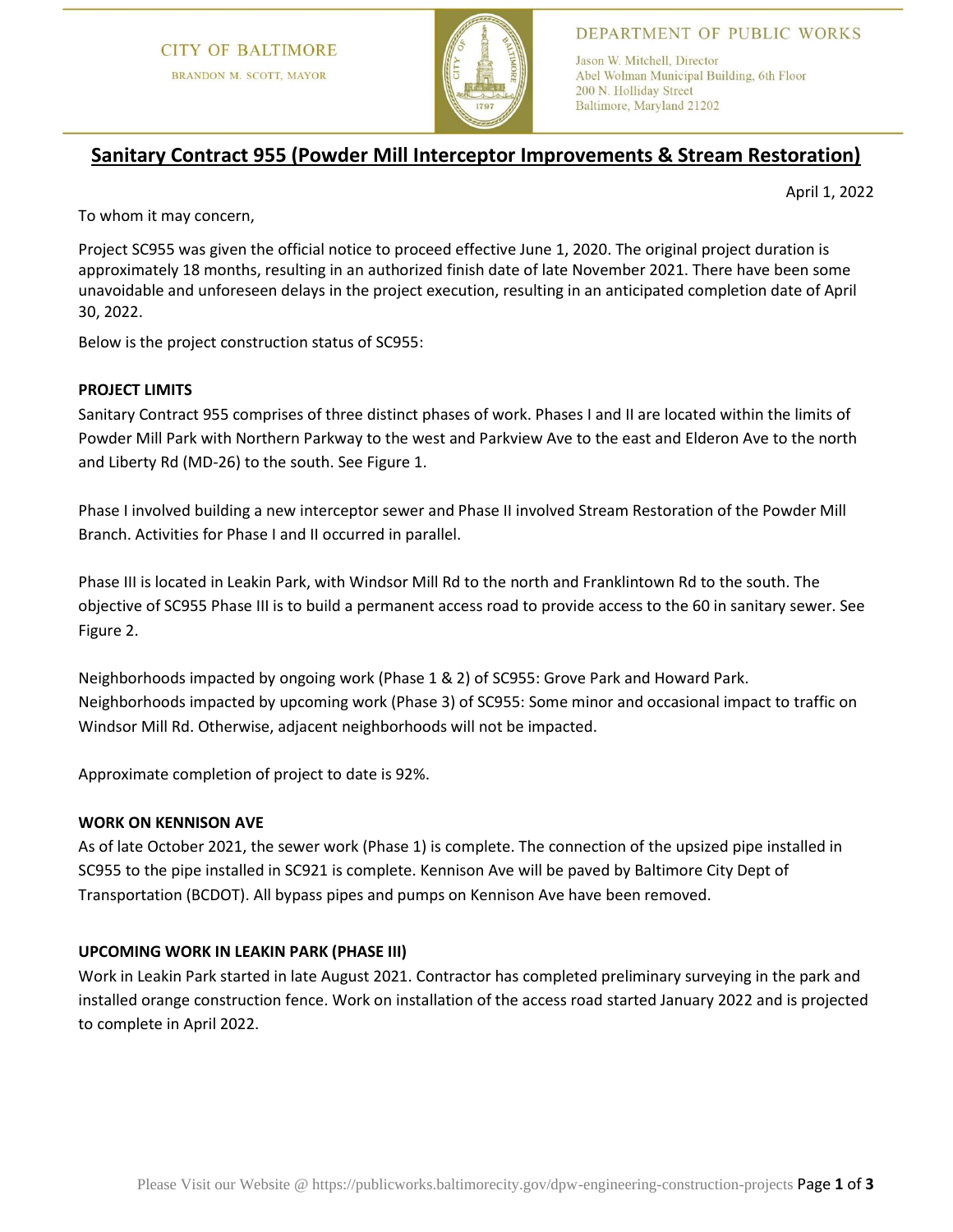CITY OF BALTIMORE
BRANDON M. SCOTT, MAYOR

DEPARTMENT OF PUBLIC WORKS
Jason W. Mitchell, Director
Abel Wolman Municipal Building, 6th Floor
200 N. Holliday Street
Baltimore, Maryland 21202

# Sanitary Contract 955 (Powder Mill Interceptor Improvements & Stream Restoration)

April 1, 2022

To whom it may concern,

Project SC955 was given the official notice to proceed effective June 1, 2020. The original project duration is approximately 18 months, resulting in an authorized finish date of late November 2021. There have been some unavoidable and unforeseen delays in the project execution, resulting in an anticipated completion date of April 30, 2022.

Below is the project construction status of SC955:

**PROJECT LIMITS**

Sanitary Contract 955 comprises of three distinct phases of work. Phases I and II are located within the limits of Powder Mill Park with Northern Parkway to the west and Parkview Ave to the east and Elderon Ave to the north and Liberty Rd (MD-26) to the south. See Figure 1.

Phase I involved building a new interceptor sewer and Phase II involved Stream Restoration of the Powder Mill Branch. Activities for Phase I and II occurred in parallel.

Phase III is located in Leakin Park, with Windsor Mill Rd to the north and Franklintown Rd to the south. The objective of SC955 Phase III is to build a permanent access road to provide access to the 60 in sanitary sewer. See Figure 2.

Neighborhoods impacted by ongoing work (Phase 1 & 2) of SC955: Grove Park and Howard Park.
Neighborhoods impacted by upcoming work (Phase 3) of SC955: Some minor and occasional impact to traffic on Windsor Mill Rd. Otherwise, adjacent neighborhoods will not be impacted.

Approximate completion of project to date is 92%.

**WORK ON KENNISON AVE**

As of late October 2021, the sewer work (Phase 1) is complete. The connection of the upsized pipe installed in SC955 to the pipe installed in SC921 is complete. Kennison Ave will be paved by Baltimore City Dept of Transportation (BCDOT). All bypass pipes and pumps on Kennison Ave have been removed.

**UPCOMING WORK IN LEAKIN PARK (PHASE III)**

Work in Leakin Park started in late August 2021. Contractor has completed preliminary surveying in the park and installed orange construction fence. Work on installation of the access road started January 2022 and is projected to complete in April 2022.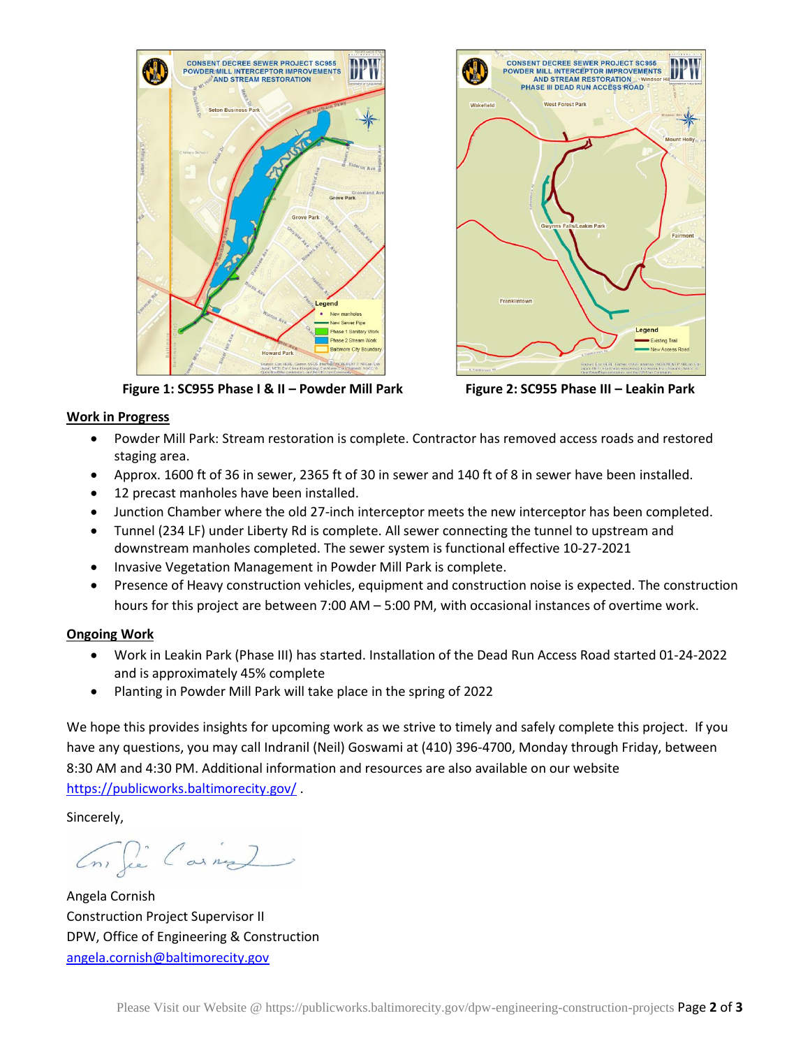**Figure 1: SC955 Phase I & II – Powder Mill Park**

**Figure 2: SC955 Phase III – Leakin Park**

## Work in Progress

- Powder Mill Park: Stream restoration is complete. Contractor has removed access roads and restored staging area.
- Approx. 1600 ft of 36 in sewer, 2365 ft of 30 in sewer and 140 ft of 8 in sewer have been installed.
- 12 precast manholes have been installed.
- Junction Chamber where the old 27-inch interceptor meets the new interceptor has been completed.
- Tunnel (234 LF) under Liberty Rd is complete. All sewer connecting the tunnel to upstream and downstream manholes completed. The sewer system is functional effective 10-27-2021
- Invasive Vegetation Management in Powder Mill Park is complete.
- Presence of Heavy construction vehicles, equipment and construction noise is expected. The construction hours for this project are between 7:00 AM – 5:00 PM, with occasional instances of overtime work.

## Ongoing Work

- Work in Leakin Park (Phase III) has started. Installation of the Dead Run Access Road started 01-24-2022 and is approximately 45% complete
- Planting in Powder Mill Park will take place in the spring of 2022

We hope this provides insights for upcoming work as we strive to timely and safely complete this project. If you have any questions, you may call Indranil (Neil) Goswami at (410) 396-4700, Monday through Friday, between 8:30 AM and 4:30 PM. Additional information and resources are also available on our website https://publicworks.baltimorecity.gov/ .

Sincerely,

Angela Cornish
Construction Project Supervisor II
DPW, Office of Engineering & Construction
angela.cornish@baltimorecity.gov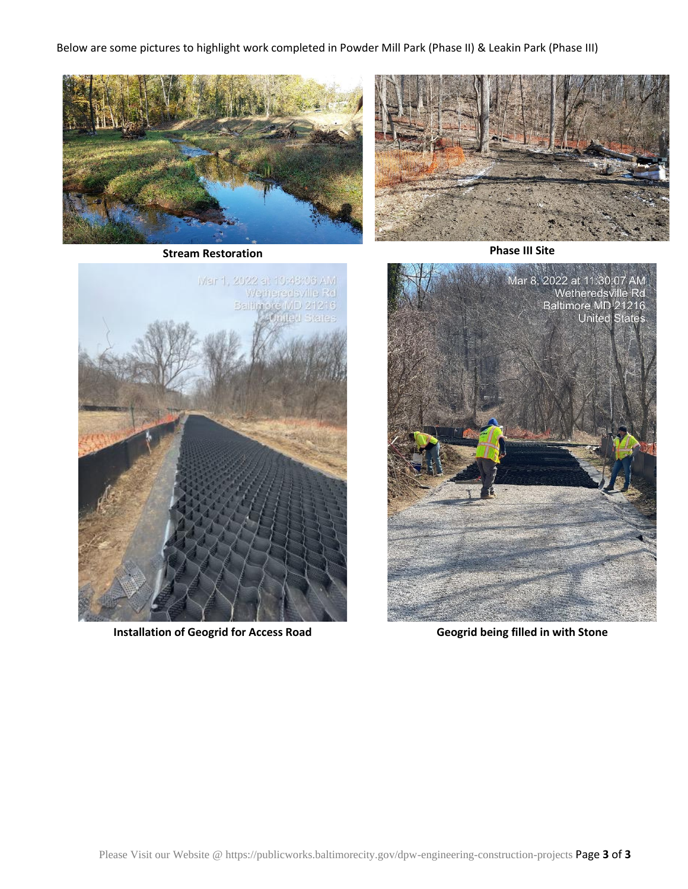Below are some pictures to highlight work completed in Powder Mill Park (Phase II) & Leakin Park (Phase III)

**Stream Restoration**

**Phase III Site**

**Installation of Geogrid for Access Road**

**Geogrid being filled in with Stone**

Please Visit our Website @ https://publicworks.baltimorecity.gov/dpw-engineering-construction-projects